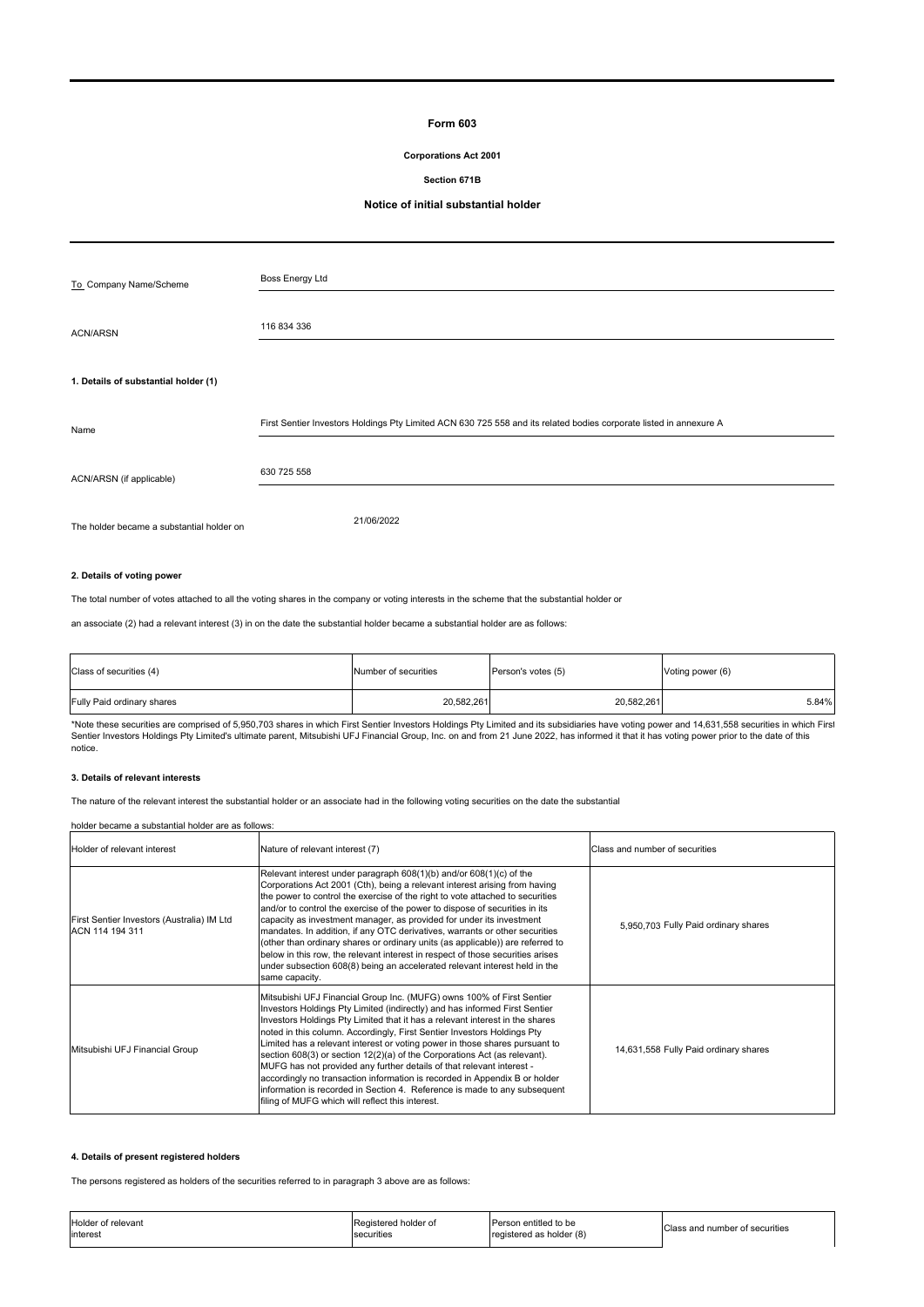# Form 603

**Corporations Act 2001**

**Section 671B**

**Notice of initial substantial holder**

| | |
|---|---|
| To Company Name/Scheme | Boss Energy Ltd |
| ACN/ARSN | 116 834 336 |

**1. Details of substantial holder (1)**

| | |
|---|---|
| Name | First Sentier Investors Holdings Pty Limited ACN 630 725 558 and its related bodies corporate listed in annexure A |
| ACN/ARSN (if applicable) | 630 725 558 |
| The holder became a substantial holder on | 21/06/2022 |

**2. Details of voting power**

The total number of votes attached to all the voting shares in the company or voting interests in the scheme that the substantial holder or

an associate (2) had a relevant interest (3) in on the date the substantial holder became a substantial holder are as follows:

| Class of securities (4) | Number of securities | Person's votes (5) | Voting power (6) |
|---|---|---|---|
| Fully Paid ordinary shares | 20,582,261 | 20,582,261 | 5.84% |

*Note these securities are comprised of 5,950,703 shares in which First Sentier Investors Holdings Pty Limited and its subsidiaries have voting power and 14,631,558 securities in which First Sentier Investors Holdings Pty Limited's ultimate parent, Mitsubishi UFJ Financial Group, Inc. on and from 21 June 2022, has informed it that it has voting power prior to the date of this notice.

**3. Details of relevant interests**

The nature of the relevant interest the substantial holder or an associate had in the following voting securities on the date the substantial

holder became a substantial holder are as follows:

| Holder of relevant interest | Nature of relevant interest (7) | Class and number of securities |
|---|---|---|
| First Sentier Investors (Australia) IM Ltd ACN 114 194 311 | Relevant interest under paragraph 608(1)(b) and/or 608(1)(c) of the Corporations Act 2001 (Cth), being a relevant interest arising from having the power to control the exercise of the right to vote attached to securities and/or to control the exercise of the power to dispose of securities in its capacity as investment manager, as provided for under its investment mandates. In addition, if any OTC derivatives, warrants or other securities (other than ordinary shares or ordinary units (as applicable)) are referred to below in this row, the relevant interest in respect of those securities arises under subsection 608(8) being an accelerated relevant interest held in the same capacity. | 5,950,703 Fully Paid ordinary shares |
| Mitsubishi UFJ Financial Group | Mitsubishi UFJ Financial Group Inc. (MUFG) owns 100% of First Sentier Investors Holdings Pty Limited (indirectly) and has informed First Sentier Investors Holdings Pty Limited that it has a relevant interest in the shares noted in this column. Accordingly, First Sentier Investors Holdings Pty Limited has a relevant interest or voting power in those shares pursuant to section 608(3) or section 12(2)(a) of the Corporations Act (as relevant). MUFG has not provided any further details of that relevant interest - accordingly no transaction information is recorded in Appendix B or holder information is recorded in Section 4. Reference is made to any subsequent filing of MUFG which will reflect this interest. | 14,631,558 Fully Paid ordinary shares |

**4. Details of present registered holders**

The persons registered as holders of the securities referred to in paragraph 3 above are as follows:

| Holder of relevant interest | Registered holder of securities | Person entitled to be registered as holder (8) | Class and number of securities |
|---|---|---|---|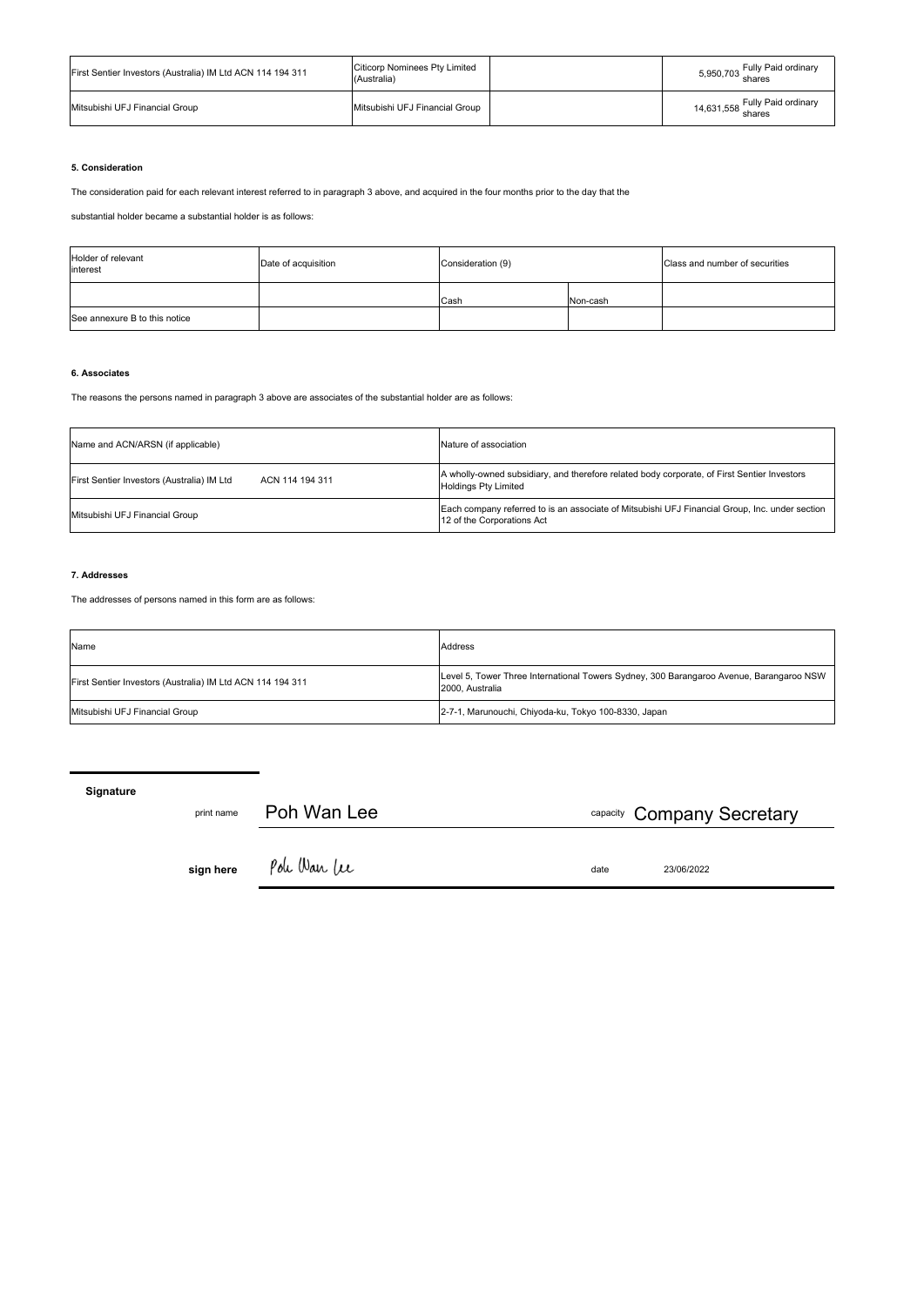| | | | |
|---|---|---|---|
| First Sentier Investors (Australia) IM Ltd ACN 114 194 311 | Citicorp Nominees Pty Limited (Australia) | | 5,950,703 Fully Paid ordinary shares |
| Mitsubishi UFJ Financial Group | Mitsubishi UFJ Financial Group | | 14,631,558 Fully Paid ordinary shares |

**5. Consideration**

The consideration paid for each relevant interest referred to in paragraph 3 above, and acquired in the four months prior to the day that the

substantial holder became a substantial holder is as follows:

| Holder of relevant interest | Date of acquisition | Consideration (9) | | Class and number of securities |
|---|---|---|---|---|
| | | Cash | Non-cash | |
| See annexure B to this notice | | | | |

**6. Associates**

The reasons the persons named in paragraph 3 above are associates of the substantial holder are as follows:

| Name and ACN/ARSN (if applicable) | Nature of association |
|---|---|
| First Sentier Investors (Australia) IM Ltd ACN 114 194 311 | A wholly-owned subsidiary, and therefore related body corporate, of First Sentier Investors Holdings Pty Limited |
| Mitsubishi UFJ Financial Group | Each company referred to is an associate of Mitsubishi UFJ Financial Group, Inc. under section 12 of the Corporations Act |

**7. Addresses**

The addresses of persons named in this form are as follows:

| Name | Address |
|---|---|
| First Sentier Investors (Australia) IM Ltd ACN 114 194 311 | Level 5, Tower Three International Towers Sydney, 300 Barangaroo Avenue, Barangaroo NSW 2000, Australia |
| Mitsubishi UFJ Financial Group | 2-7-1, Marunouchi, Chiyoda-ku, Tokyo 100-8330, Japan |

**Signature**

print name Poh Wan Lee capacity Company Secretary

**sign here** Poh Wan Lee date 23/06/2022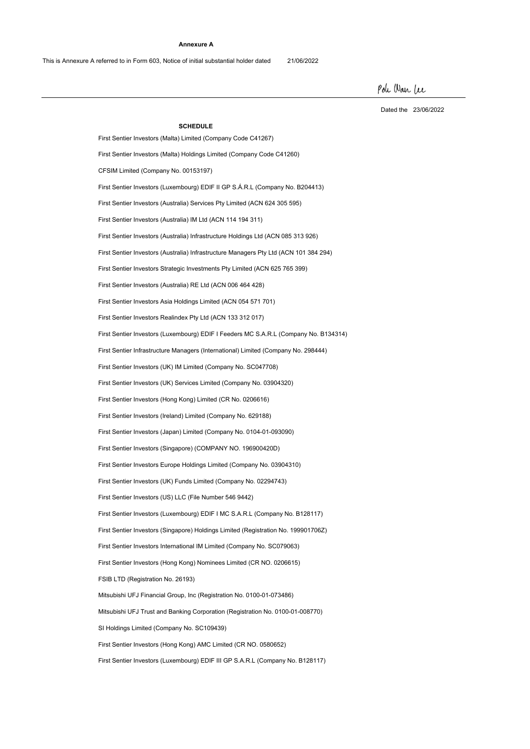**Annexure A**

This is Annexure A referred to in Form 603, Notice of initial substantial holder dated 21/06/2022

Poh Wan Lee

Dated the 23/06/2022

**SCHEDULE**

First Sentier Investors (Malta) Limited (Company Code C41267)

First Sentier Investors (Malta) Holdings Limited (Company Code C41260)

CFSIM Limited (Company No. 00153197)

First Sentier Investors (Luxembourg) EDIF II GP S.Á.R.L (Company No. B204413)

First Sentier Investors (Australia) Services Pty Limited (ACN 624 305 595)

First Sentier Investors (Australia) IM Ltd (ACN 114 194 311)

First Sentier Investors (Australia) Infrastructure Holdings Ltd (ACN 085 313 926)

First Sentier Investors (Australia) Infrastructure Managers Pty Ltd (ACN 101 384 294)

First Sentier Investors Strategic Investments Pty Limited (ACN 625 765 399)

First Sentier Investors (Australia) RE Ltd (ACN 006 464 428)

First Sentier Investors Asia Holdings Limited (ACN 054 571 701)

First Sentier Investors Realindex Pty Ltd (ACN 133 312 017)

First Sentier Investors (Luxembourg) EDIF I Feeders MC S.A.R.L (Company No. B134314)

First Sentier Infrastructure Managers (International) Limited (Company No. 298444)

First Sentier Investors (UK) IM Limited (Company No. SC047708)

First Sentier Investors (UK) Services Limited (Company No. 03904320)

First Sentier Investors (Hong Kong) Limited (CR No. 0206616)

First Sentier Investors (Ireland) Limited (Company No. 629188)

First Sentier Investors (Japan) Limited (Company No. 0104-01-093090)

First Sentier Investors (Singapore) (COMPANY NO. 196900420D)

First Sentier Investors Europe Holdings Limited (Company No. 03904310)

First Sentier Investors (UK) Funds Limited (Company No. 02294743)

First Sentier Investors (US) LLC (File Number 546 9442)

First Sentier Investors (Luxembourg) EDIF I MC S.A.R.L (Company No. B128117)

First Sentier Investors (Singapore) Holdings Limited (Registration No. 199901706Z)

First Sentier Investors International IM Limited (Company No. SC079063)

First Sentier Investors (Hong Kong) Nominees Limited (CR NO. 0206615)

FSIB LTD (Registration No. 26193)

Mitsubishi UFJ Financial Group, Inc (Registration No. 0100-01-073486)

Mitsubishi UFJ Trust and Banking Corporation (Registration No. 0100-01-008770)

SI Holdings Limited (Company No. SC109439)

First Sentier Investors (Hong Kong) AMC Limited (CR NO. 0580652)

First Sentier Investors (Luxembourg) EDIF III GP S.A.R.L (Company No. B128117)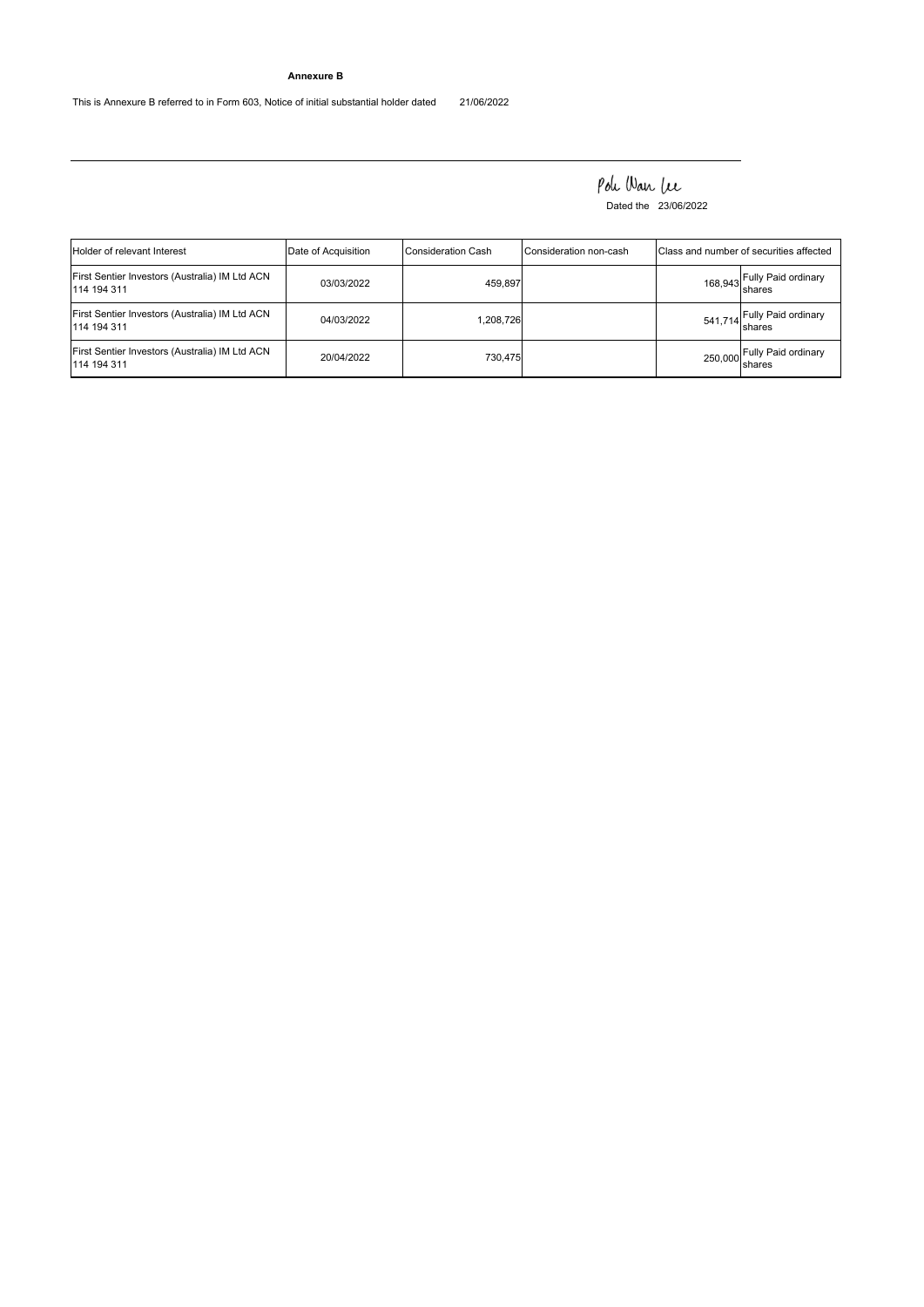**Annexure B**

This is Annexure B referred to in Form 603, Notice of initial substantial holder dated 21/06/2022

Poh Wan Lee

Dated the 23/06/2022

| Holder of relevant Interest | Date of Acquisition | Consideration Cash | Consideration non-cash | Class and number of securities affected | |
|---|---|---|---|---|---|
| First Sentier Investors (Australia) IM Ltd ACN 114 194 311 | 03/03/2022 | 459,897 | | 168,943 | Fully Paid ordinary shares |
| First Sentier Investors (Australia) IM Ltd ACN 114 194 311 | 04/03/2022 | 1,208,726 | | 541,714 | Fully Paid ordinary shares |
| First Sentier Investors (Australia) IM Ltd ACN 114 194 311 | 20/04/2022 | 730,475 | | 250,000 | Fully Paid ordinary shares |